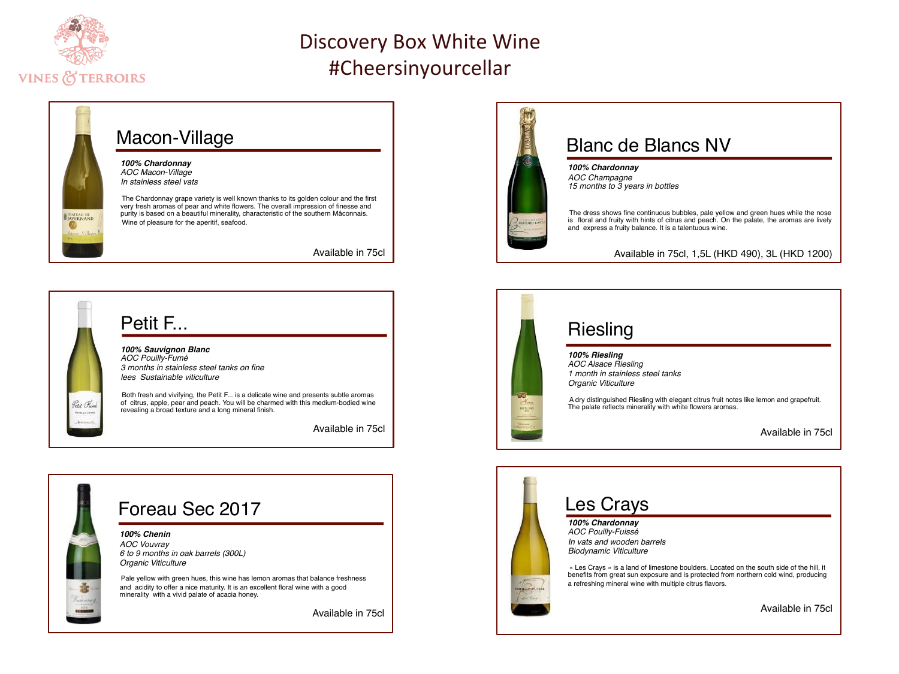VINES & TERROIRS

# Discovery Box White Wine
# #Cheersinyourcellar

## Macon-Village

***100% Chardonnay***
*AOC Macon-Village*
*In stainless steel vats*

The Chardonnay grape variety is well known thanks to its golden colour and the first very fresh aromas of pear and white flowers. The overall impression of finesse and purity is based on a beautiful minerality, characteristic of the southern Mâconnais. Wine of pleasure for the aperitif, seafood.

Available in 75cl

## Blanc de Blancs NV

***100% Chardonnay***
*AOC Champagne*
*15 months to 3 years in bottles*

The dress shows fine continuous bubbles, pale yellow and green hues while the nose is floral and fruity with hints of citrus and peach. On the palate, the aromas are lively and express a fruity balance. It is a talentuous wine.

Available in 75cl, 1,5L (HKD 490), 3L (HKD 1200)

## Petit F...

***100% Sauvignon Blanc***
*AOC Pouilly-Fumé*
*3 months in stainless steel tanks on fine lees Sustainable viticulture*

Both fresh and vivifying, the Petit F... is a delicate wine and presents subtle aromas of citrus, apple, pear and peach. You will be charmed with this medium-bodied wine revealing a broad texture and a long mineral finish.

Available in 75cl

## Riesling

***100% Riesling***
*AOC Alsace Riesling*
*1 month in stainless steel tanks*
*Organic Viticulture*

A dry distinguished Riesling with elegant citrus fruit notes like lemon and grapefruit. The palate reflects minerality with white flowers aromas.

Available in 75cl

## Foreau Sec 2017

***100% Chenin***
*AOC Vouvray*
*6 to 9 months in oak barrels (300L)*
*Organic Viticulture*

Pale yellow with green hues, this wine has lemon aromas that balance freshness and acidity to offer a nice maturity. It is an excellent floral wine with a good minerality with a vivid palate of acacia honey.

Available in 75cl

## Les Crays

***100% Chardonnay***
*AOC Pouilly-Fuissé*
*In vats and wooden barrels*
*Biodynamic Viticulture*

« Les Crays » is a land of limestone boulders. Located on the south side of the hill, it benefits from great sun exposure and is protected from northern cold wind, producing a refreshing mineral wine with multiple citrus flavors.

Available in 75cl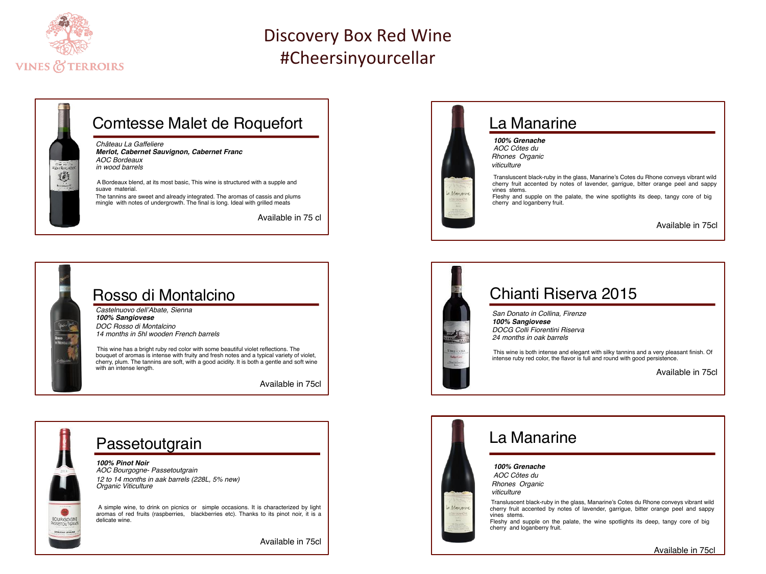# Discovery Box Red Wine #Cheersinyourcellar

## Comtesse Malet de Roquefort

*Château La Gaffeliere*
***Merlot, Cabernet Sauvignon, Cabernet Franc***
*AOC Bordeaux*
*in wood barrels*

A Bordeaux blend, at its most basic, This wine is structured with a supple and suave material.
The tannins are sweet and already integrated. The aromas of cassis and plums mingle with notes of undergrowth. The final is long. Ideal with grilled meats

Available in 75 cl

## La Manarine

***100% Grenache***
*AOC Côtes du Rhones Organic viticulture*

Transluscent black-ruby in the glass, Manarine's Cotes du Rhone conveys vibrant wild cherry fruit accented by notes of lavender, garrigue, bitter orange peel and sappy vines stems.
Fleshy and supple on the palate, the wine spotlights its deep, tangy core of big cherry and loganberry fruit.

Available in 75cl

## Rosso di Montalcino

*Castelnuovo dell'Abate, Sienna*
***100% Sangiovese***
*DOC Rosso di Montalcino*
*14 months in 5hl wooden French barrels*

This wine has a bright ruby red color with some beautiful violet reflections. The bouquet of aromas is intense with fruity and fresh notes and a typical variety of violet, cherry, plum. The tannins are soft, with a good acidity. It is both a gentle and soft wine with an intense length.

Available in 75cl

## Chianti Riserva 2015

*San Donato in Collina, Firenze*
***100% Sangiovese***
*DOCG Colli Fiorentini Riserva*
*24 months in oak barrels*

This wine is both intense and elegant with silky tannins and a very pleasant finish. Of intense ruby red color, the flavor is full and round with good persistence.

Available in 75cl

## Passetoutgrain

***100% Pinot Noir***
*AOC Bourgogne- Passetoutgrain*
*12 to 14 months in aak barrels (228L, 5% new)*
*Organic Viticulture*

A simple wine, to drink on picnics or simple occasions. It is characterized by light aromas of red fruits (raspberries, blackberries etc). Thanks to its pinot noir, it is a delicate wine.

Available in 75cl

## La Manarine

***100% Grenache***
*AOC Côtes du Rhones Organic viticulture*

Transluscent black-ruby in the glass, Manarine's Cotes du Rhone conveys vibrant wild cherry fruit accented by notes of lavender, garrigue, bitter orange peel and sappy vines stems.
Fleshy and supple on the palate, the wine spotlights its deep, tangy core of big cherry and loganberry fruit.

Available in 75cl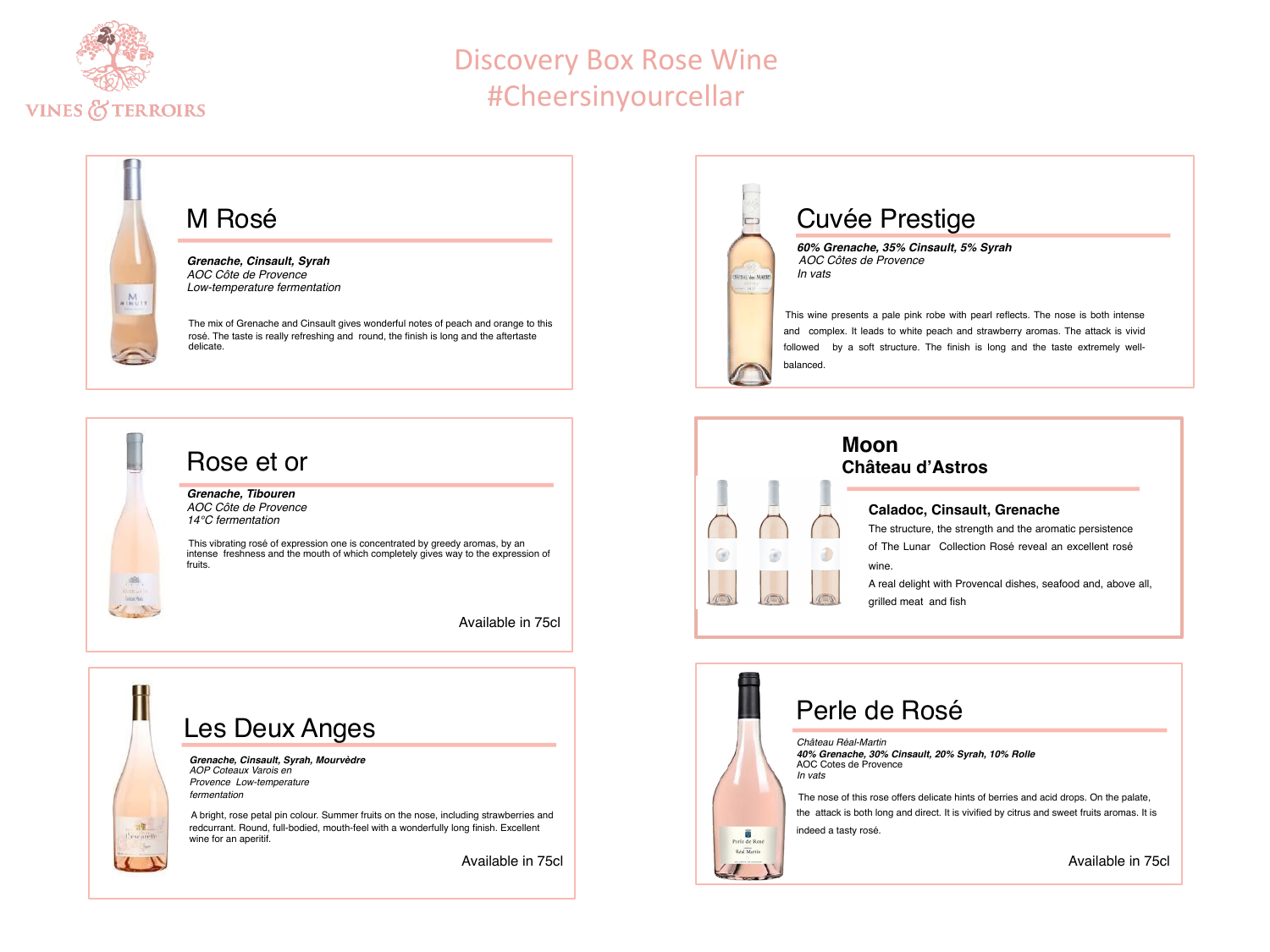# Discovery Box Rose Wine

#Cheersinyourcellar

## M Rosé

***Grenache, Cinsault, Syrah***
*AOC Côte de Provence*
*Low-temperature fermentation*

The mix of Grenache and Cinsault gives wonderful notes of peach and orange to this rosé. The taste is really refreshing and round, the finish is long and the aftertaste delicate.

## Cuvée Prestige

***60% Grenache, 35% Cinsault, 5% Syrah***
*AOC Côtes de Provence*
*In vats*

This wine presents a pale pink robe with pearl reflects. The nose is both intense and complex. It leads to white peach and strawberry aromas. The attack is vivid followed by a soft structure. The finish is long and the taste extremely well-balanced.

## Rose et or

***Grenache, Tibouren***
*AOC Côte de Provence*
*14°C fermentation*

This vibrating rosé of expression one is concentrated by greedy aromas, by an intense freshness and the mouth of which completely gives way to the expression of fruits.

Available in 75cl

## Moon
## Château d'Astros

**Caladoc, Cinsault, Grenache**

The structure, the strength and the aromatic persistence of The Lunar Collection Rosé reveal an excellent rosé wine.

A real delight with Provencal dishes, seafood and, above all, grilled meat and fish

## Les Deux Anges

***Grenache, Cinsault, Syrah, Mourvèdre***
*AOP Coteaux Varois en Provence Low-temperature fermentation*

A bright, rose petal pin colour. Summer fruits on the nose, including strawberries and redcurrant. Round, full-bodied, mouth-feel with a wonderfully long finish. Excellent wine for an aperitif.

Available in 75cl

## Perle de Rosé

*Château Réal-Martin*
***40% Grenache, 30% Cinsault, 20% Syrah, 10% Rolle***
AOC Cotes de Provence
*In vats*

The nose of this rose offers delicate hints of berries and acid drops. On the palate, the attack is both long and direct. It is vivified by citrus and sweet fruits aromas. It is indeed a tasty rosé.

Available in 75cl